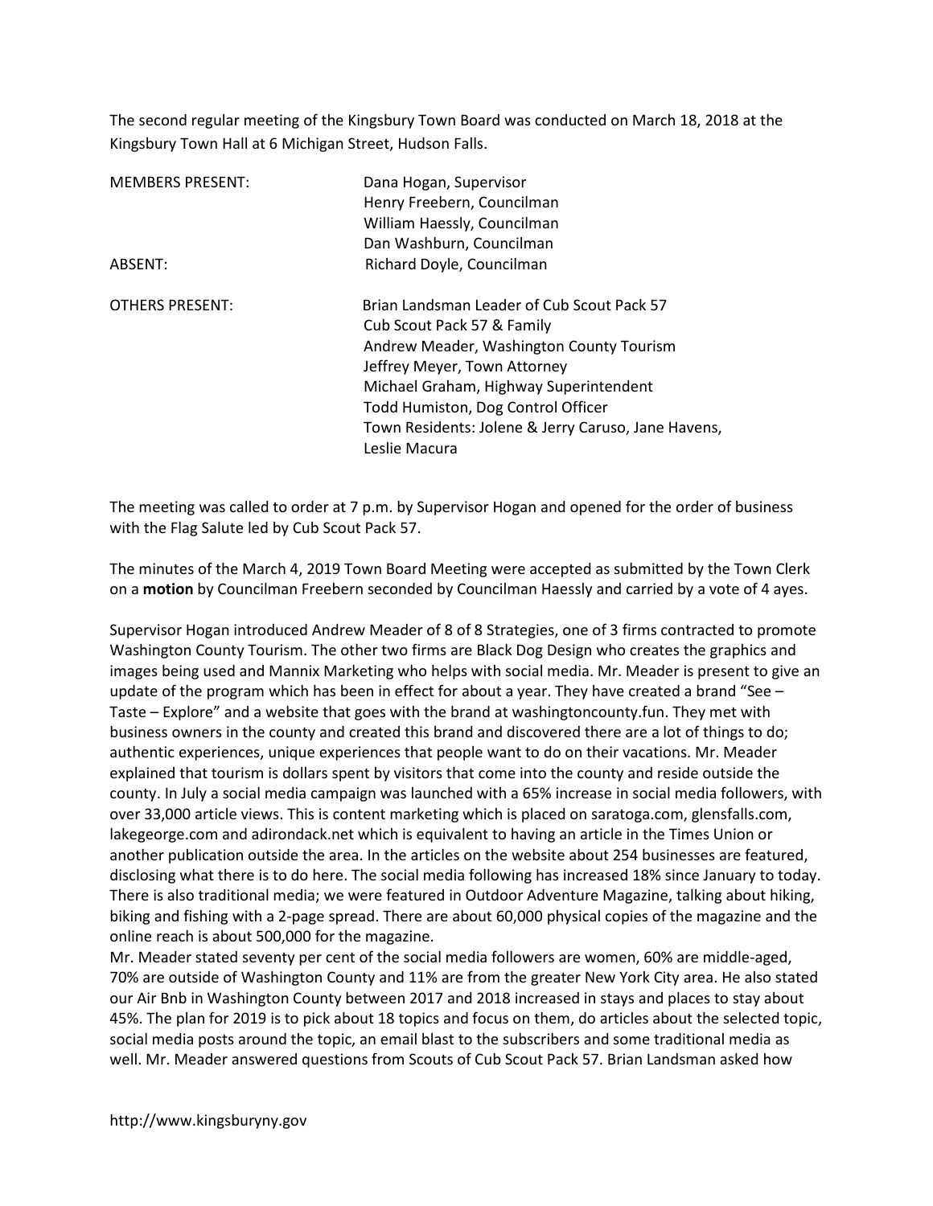The second regular meeting of the Kingsbury Town Board was conducted on March 18, 2018 at the Kingsbury Town Hall at 6 Michigan Street, Hudson Falls.

| | |
|---|---|
| MEMBERS PRESENT: | Dana Hogan, Supervisor |
| | Henry Freebern, Councilman |
| | William Haessly, Councilman |
| | Dan Washburn, Councilman |
| ABSENT: | Richard Doyle, Councilman |
| | |
| OTHERS PRESENT: | Brian Landsman Leader of Cub Scout Pack 57 |
| | Cub Scout Pack 57 & Family |
| | Andrew Meader, Washington County Tourism |
| | Jeffrey Meyer, Town Attorney |
| | Michael Graham, Highway Superintendent |
| | Todd Humiston, Dog Control Officer |
| | Town Residents: Jolene & Jerry Caruso, Jane Havens, Leslie Macura |

The meeting was called to order at 7 p.m. by Supervisor Hogan and opened for the order of business with the Flag Salute led by Cub Scout Pack 57.

The minutes of the March 4, 2019 Town Board Meeting were accepted as submitted by the Town Clerk on a **motion** by Councilman Freebern seconded by Councilman Haessly and carried by a vote of 4 ayes.

Supervisor Hogan introduced Andrew Meader of 8 of 8 Strategies, one of 3 firms contracted to promote Washington County Tourism. The other two firms are Black Dog Design who creates the graphics and images being used and Mannix Marketing who helps with social media. Mr. Meader is present to give an update of the program which has been in effect for about a year. They have created a brand "See – Taste – Explore" and a website that goes with the brand at washingtoncounty.fun. They met with business owners in the county and created this brand and discovered there are a lot of things to do; authentic experiences, unique experiences that people want to do on their vacations. Mr. Meader explained that tourism is dollars spent by visitors that come into the county and reside outside the county. In July a social media campaign was launched with a 65% increase in social media followers, with over 33,000 article views. This is content marketing which is placed on saratoga.com, glensfalls.com, lakegeorge.com and adirondack.net which is equivalent to having an article in the Times Union or another publication outside the area. In the articles on the website about 254 businesses are featured, disclosing what there is to do here. The social media following has increased 18% since January to today. There is also traditional media; we were featured in Outdoor Adventure Magazine, talking about hiking, biking and fishing with a 2-page spread. There are about 60,000 physical copies of the magazine and the online reach is about 500,000 for the magazine.

Mr. Meader stated seventy per cent of the social media followers are women, 60% are middle-aged, 70% are outside of Washington County and 11% are from the greater New York City area. He also stated our Air Bnb in Washington County between 2017 and 2018 increased in stays and places to stay about 45%. The plan for 2019 is to pick about 18 topics and focus on them, do articles about the selected topic, social media posts around the topic, an email blast to the subscribers and some traditional media as well. Mr. Meader answered questions from Scouts of Cub Scout Pack 57. Brian Landsman asked how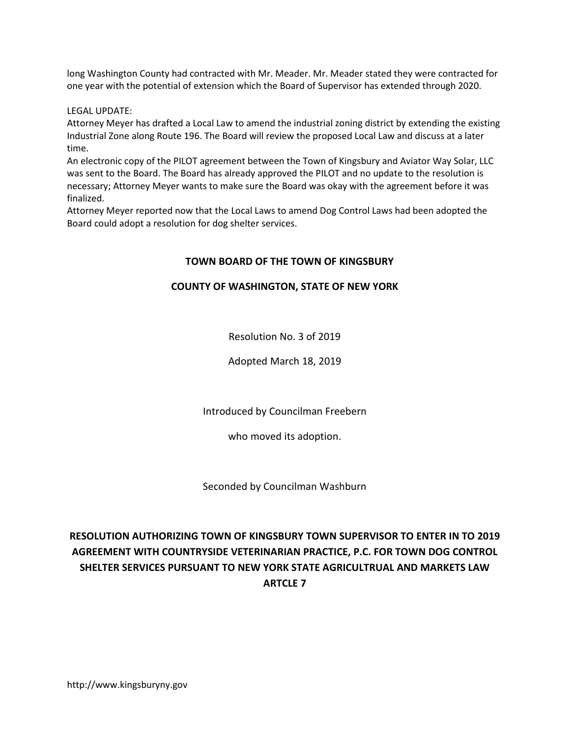long Washington County had contracted with Mr. Meader. Mr. Meader stated they were contracted for one year with the potential of extension which the Board of Supervisor has extended through 2020.

LEGAL UPDATE:

Attorney Meyer has drafted a Local Law to amend the industrial zoning district by extending the existing Industrial Zone along Route 196. The Board will review the proposed Local Law and discuss at a later time.

An electronic copy of the PILOT agreement between the Town of Kingsbury and Aviator Way Solar, LLC was sent to the Board. The Board has already approved the PILOT and no update to the resolution is necessary; Attorney Meyer wants to make sure the Board was okay with the agreement before it was finalized.

Attorney Meyer reported now that the Local Laws to amend Dog Control Laws had been adopted the Board could adopt a resolution for dog shelter services.

**TOWN BOARD OF THE TOWN OF KINGSBURY**

**COUNTY OF WASHINGTON, STATE OF NEW YORK**

Resolution No. 3 of 2019

Adopted March 18, 2019

Introduced by Councilman Freebern

who moved its adoption.

Seconded by Councilman Washburn

**RESOLUTION AUTHORIZING TOWN OF KINGSBURY TOWN SUPERVISOR TO ENTER IN TO 2019 AGREEMENT WITH COUNTRYSIDE VETERINARIAN PRACTICE, P.C. FOR TOWN DOG CONTROL SHELTER SERVICES PURSUANT TO NEW YORK STATE AGRICULTRUAL AND MARKETS LAW ARTCLE 7**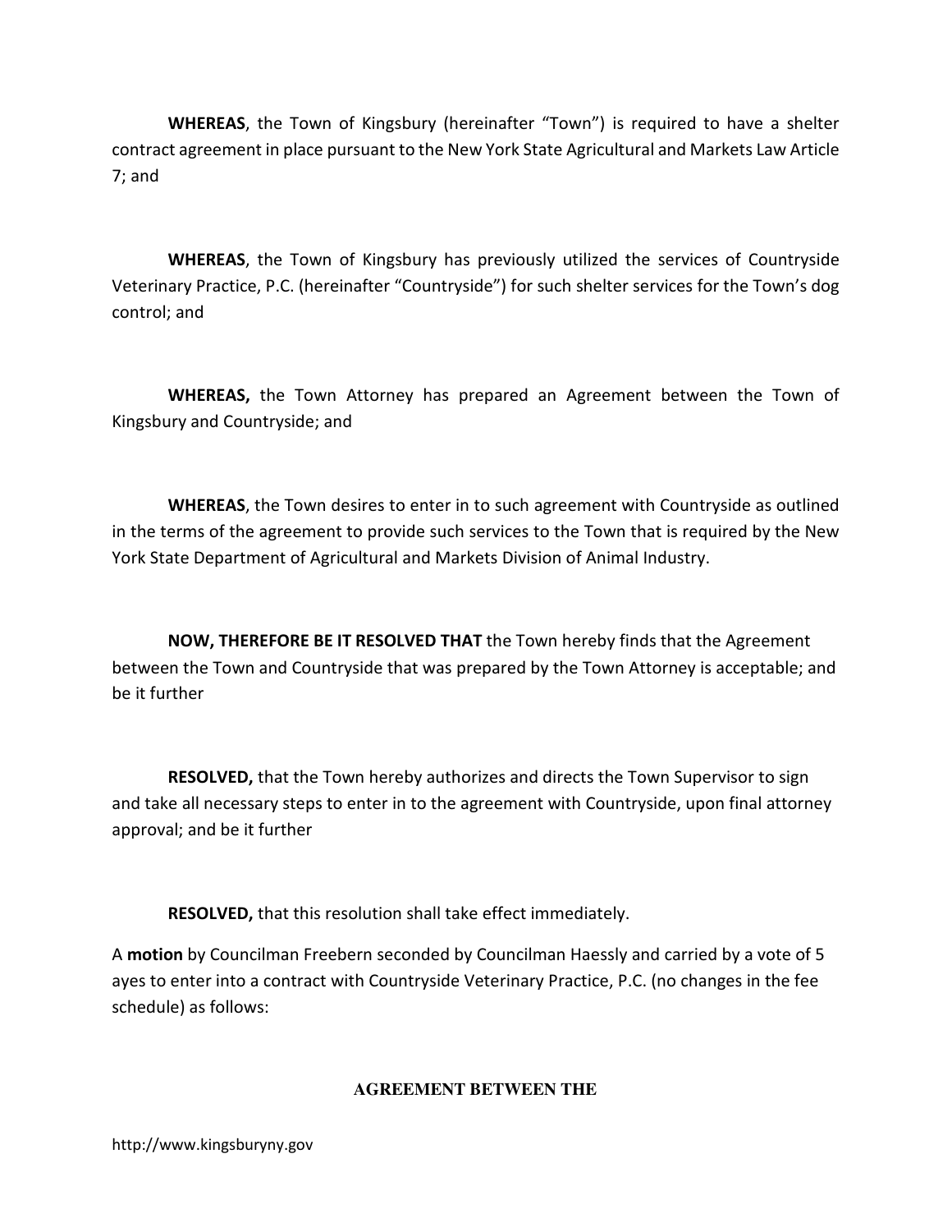**WHEREAS**, the Town of Kingsbury (hereinafter "Town") is required to have a shelter contract agreement in place pursuant to the New York State Agricultural and Markets Law Article 7; and

**WHEREAS**, the Town of Kingsbury has previously utilized the services of Countryside Veterinary Practice, P.C. (hereinafter "Countryside") for such shelter services for the Town's dog control; and

**WHEREAS,** the Town Attorney has prepared an Agreement between the Town of Kingsbury and Countryside; and

**WHEREAS**, the Town desires to enter in to such agreement with Countryside as outlined in the terms of the agreement to provide such services to the Town that is required by the New York State Department of Agricultural and Markets Division of Animal Industry.

**NOW, THEREFORE BE IT RESOLVED THAT** the Town hereby finds that the Agreement between the Town and Countryside that was prepared by the Town Attorney is acceptable; and be it further

**RESOLVED,** that the Town hereby authorizes and directs the Town Supervisor to sign and take all necessary steps to enter in to the agreement with Countryside, upon final attorney approval; and be it further

**RESOLVED,** that this resolution shall take effect immediately.

A **motion** by Councilman Freebern seconded by Councilman Haessly and carried by a vote of 5 ayes to enter into a contract with Countryside Veterinary Practice, P.C. (no changes in the fee schedule) as follows:

**AGREEMENT BETWEEN THE**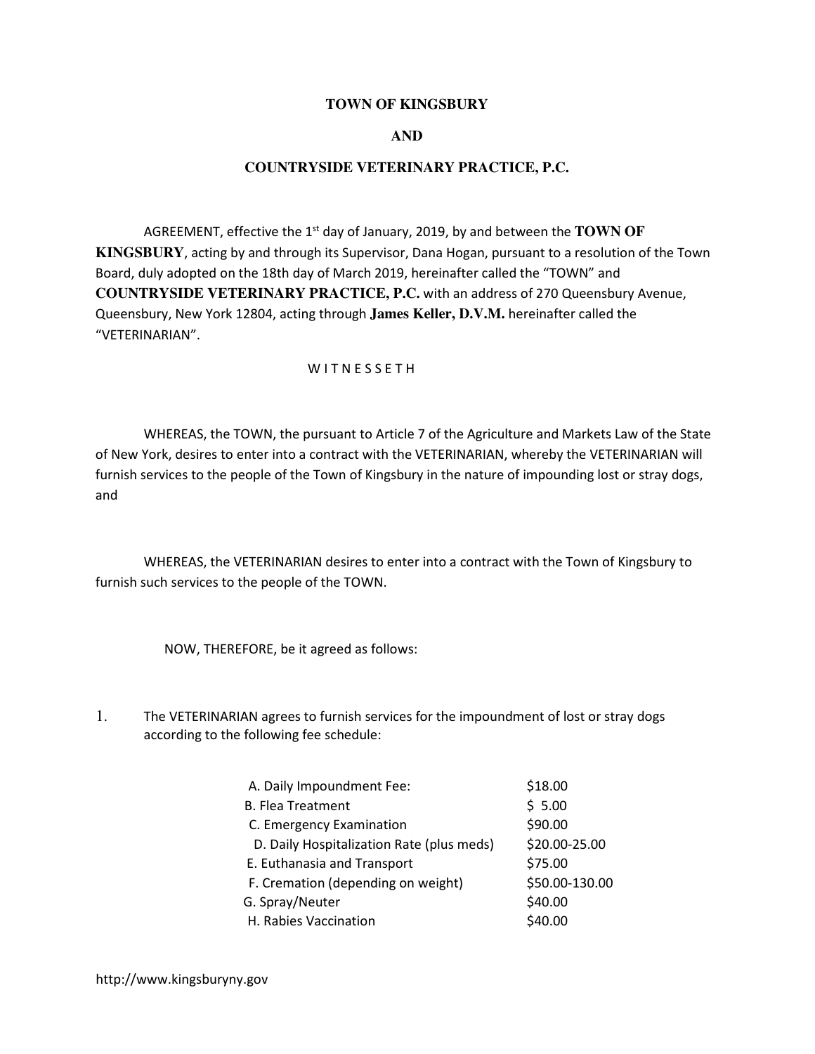**TOWN OF KINGSBURY**

**AND**

**COUNTRYSIDE VETERINARY PRACTICE, P.C.**

AGREEMENT, effective the 1st day of January, 2019, by and between the **TOWN OF KINGSBURY**, acting by and through its Supervisor, Dana Hogan, pursuant to a resolution of the Town Board, duly adopted on the 18th day of March 2019, hereinafter called the "TOWN" and **COUNTRYSIDE VETERINARY PRACTICE, P.C.** with an address of 270 Queensbury Avenue, Queensbury, New York 12804, acting through **James Keller, D.V.M.** hereinafter called the "VETERINARIAN".

W I T N E S S E T H

WHEREAS, the TOWN, the pursuant to Article 7 of the Agriculture and Markets Law of the State of New York, desires to enter into a contract with the VETERINARIAN, whereby the VETERINARIAN will furnish services to the people of the Town of Kingsbury in the nature of impounding lost or stray dogs, and

WHEREAS, the VETERINARIAN desires to enter into a contract with the Town of Kingsbury to furnish such services to the people of the TOWN.

NOW, THEREFORE, be it agreed as follows:

1. The VETERINARIAN agrees to furnish services for the impoundment of lost or stray dogs according to the following fee schedule:

| | |
|---|---|
| A. Daily Impoundment Fee: | $18.00 |
| B. Flea Treatment | $ 5.00 |
| C. Emergency Examination | $90.00 |
| D. Daily Hospitalization Rate (plus meds) | $20.00-25.00 |
| E. Euthanasia and Transport | $75.00 |
| F. Cremation (depending on weight) | $50.00-130.00 |
| G. Spray/Neuter | $40.00 |
| H. Rabies Vaccination | $40.00 |

http://www.kingsburyny.gov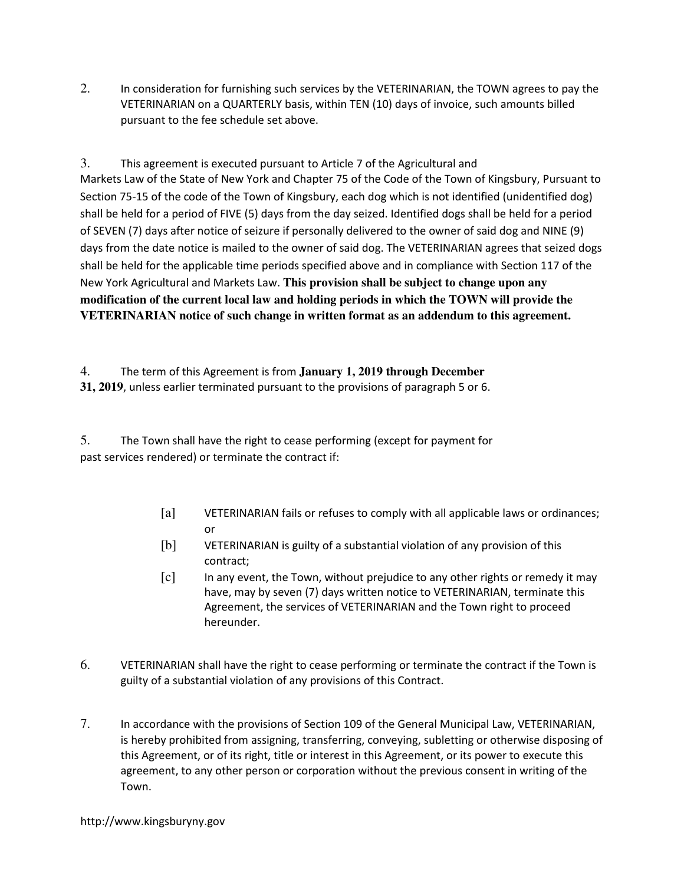2. In consideration for furnishing such services by the VETERINARIAN, the TOWN agrees to pay the VETERINARIAN on a QUARTERLY basis, within TEN (10) days of invoice, such amounts billed pursuant to the fee schedule set above.

3. This agreement is executed pursuant to Article 7 of the Agricultural and Markets Law of the State of New York and Chapter 75 of the Code of the Town of Kingsbury, Pursuant to Section 75-15 of the code of the Town of Kingsbury, each dog which is not identified (unidentified dog) shall be held for a period of FIVE (5) days from the day seized. Identified dogs shall be held for a period of SEVEN (7) days after notice of seizure if personally delivered to the owner of said dog and NINE (9) days from the date notice is mailed to the owner of said dog. The VETERINARIAN agrees that seized dogs shall be held for the applicable time periods specified above and in compliance with Section 117 of the New York Agricultural and Markets Law. **This provision shall be subject to change upon any modification of the current local law and holding periods in which the TOWN will provide the VETERINARIAN notice of such change in written format as an addendum to this agreement.**

4. The term of this Agreement is from **January 1, 2019 through December 31, 2019**, unless earlier terminated pursuant to the provisions of paragraph 5 or 6.

5. The Town shall have the right to cease performing (except for payment for past services rendered) or terminate the contract if:

   [a] VETERINARIAN fails or refuses to comply with all applicable laws or ordinances; or

   [b] VETERINARIAN is guilty of a substantial violation of any provision of this contract;

   [c] In any event, the Town, without prejudice to any other rights or remedy it may have, may by seven (7) days written notice to VETERINARIAN, terminate this Agreement, the services of VETERINARIAN and the Town right to proceed hereunder.

6. VETERINARIAN shall have the right to cease performing or terminate the contract if the Town is guilty of a substantial violation of any provisions of this Contract.

7. In accordance with the provisions of Section 109 of the General Municipal Law, VETERINARIAN, is hereby prohibited from assigning, transferring, conveying, subletting or otherwise disposing of this Agreement, or of its right, title or interest in this Agreement, or its power to execute this agreement, to any other person or corporation without the previous consent in writing of the Town.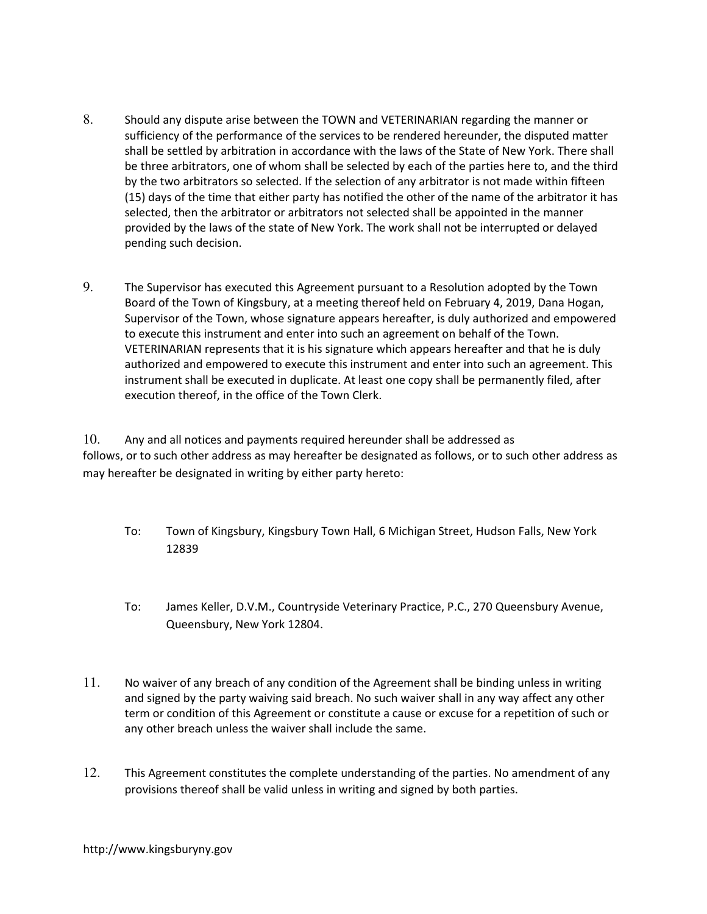8. Should any dispute arise between the TOWN and VETERINARIAN regarding the manner or sufficiency of the performance of the services to be rendered hereunder, the disputed matter shall be settled by arbitration in accordance with the laws of the State of New York. There shall be three arbitrators, one of whom shall be selected by each of the parties here to, and the third by the two arbitrators so selected. If the selection of any arbitrator is not made within fifteen (15) days of the time that either party has notified the other of the name of the arbitrator it has selected, then the arbitrator or arbitrators not selected shall be appointed in the manner provided by the laws of the state of New York. The work shall not be interrupted or delayed pending such decision.

9. The Supervisor has executed this Agreement pursuant to a Resolution adopted by the Town Board of the Town of Kingsbury, at a meeting thereof held on February 4, 2019, Dana Hogan, Supervisor of the Town, whose signature appears hereafter, is duly authorized and empowered to execute this instrument and enter into such an agreement on behalf of the Town. VETERINARIAN represents that it is his signature which appears hereafter and that he is duly authorized and empowered to execute this instrument and enter into such an agreement. This instrument shall be executed in duplicate. At least one copy shall be permanently filed, after execution thereof, in the office of the Town Clerk.

10. Any and all notices and payments required hereunder shall be addressed as follows, or to such other address as may hereafter be designated as follows, or to such other address as may hereafter be designated in writing by either party hereto:

To: Town of Kingsbury, Kingsbury Town Hall, 6 Michigan Street, Hudson Falls, New York 12839

To: James Keller, D.V.M., Countryside Veterinary Practice, P.C., 270 Queensbury Avenue, Queensbury, New York 12804.

11. No waiver of any breach of any condition of the Agreement shall be binding unless in writing and signed by the party waiving said breach. No such waiver shall in any way affect any other term or condition of this Agreement or constitute a cause or excuse for a repetition of such or any other breach unless the waiver shall include the same.

12. This Agreement constitutes the complete understanding of the parties. No amendment of any provisions thereof shall be valid unless in writing and signed by both parties.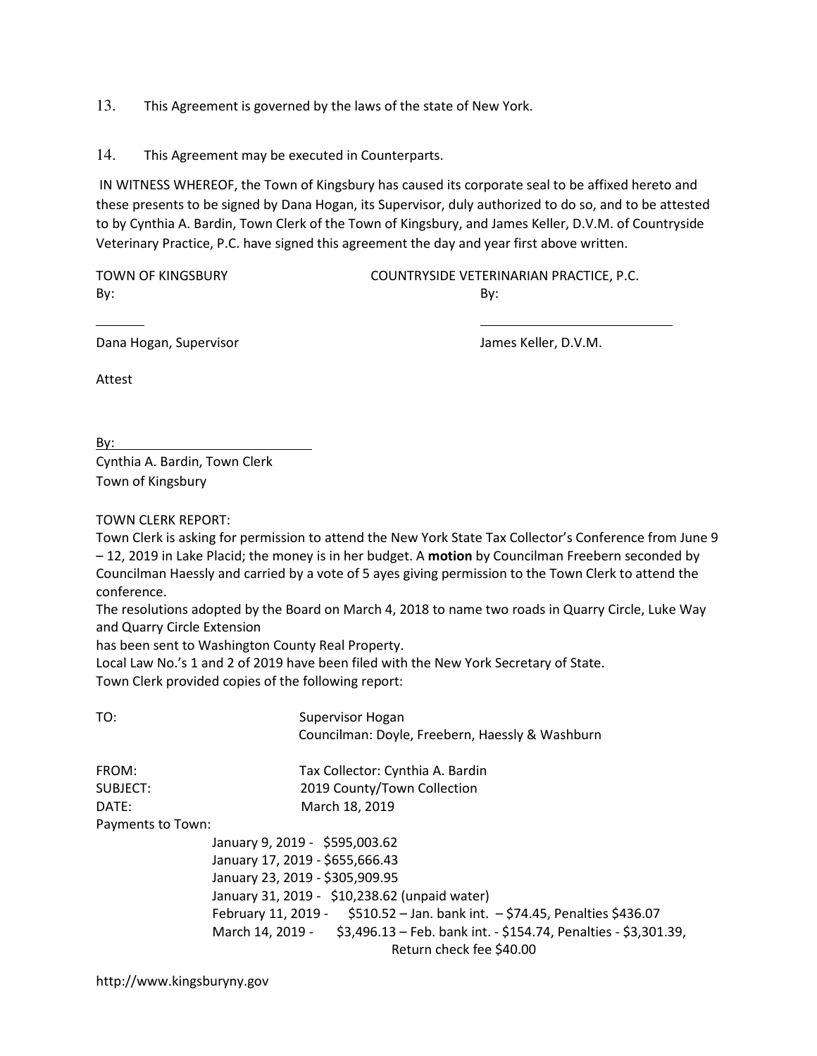13. This Agreement is governed by the laws of the state of New York.

14. This Agreement may be executed in Counterparts.

IN WITNESS WHEREOF, the Town of Kingsbury has caused its corporate seal to be affixed hereto and these presents to be signed by Dana Hogan, its Supervisor, duly authorized to do so, and to be attested to by Cynthia A. Bardin, Town Clerk of the Town of Kingsbury, and James Keller, D.V.M. of Countryside Veterinary Practice, P.C. have signed this agreement the day and year first above written.

TOWN OF KINGSBURY
By:

Dana Hogan, Supervisor

COUNTRYSIDE VETERINARIAN PRACTICE, P.C.
By:

James Keller, D.V.M.

Attest

By:
Cynthia A. Bardin, Town Clerk
Town of Kingsbury

TOWN CLERK REPORT:
Town Clerk is asking for permission to attend the New York State Tax Collector's Conference from June 9 – 12, 2019 in Lake Placid; the money is in her budget. A **motion** by Councilman Freebern seconded by Councilman Haessly and carried by a vote of 5 ayes giving permission to the Town Clerk to attend the conference.
The resolutions adopted by the Board on March 4, 2018 to name two roads in Quarry Circle, Luke Way and Quarry Circle Extension
has been sent to Washington County Real Property.
Local Law No.'s 1 and 2 of 2019 have been filed with the New York Secretary of State.
Town Clerk provided copies of the following report:

TO: Supervisor Hogan
Councilman: Doyle, Freebern, Haessly & Washburn

FROM: Tax Collector: Cynthia A. Bardin
SUBJECT: 2019 County/Town Collection
DATE: March 18, 2019

Payments to Town:

January 9, 2019 - $595,003.62
January 17, 2019 - $655,666.43
January 23, 2019 - $305,909.95
January 31, 2019 - $10,238.62 (unpaid water)
February 11, 2019 - $510.52 – Jan. bank int. – $74.45, Penalties $436.07
March 14, 2019 - $3,496.13 – Feb. bank int. - $154.74, Penalties - $3,301.39, Return check fee $40.00

http://www.kingsburyny.gov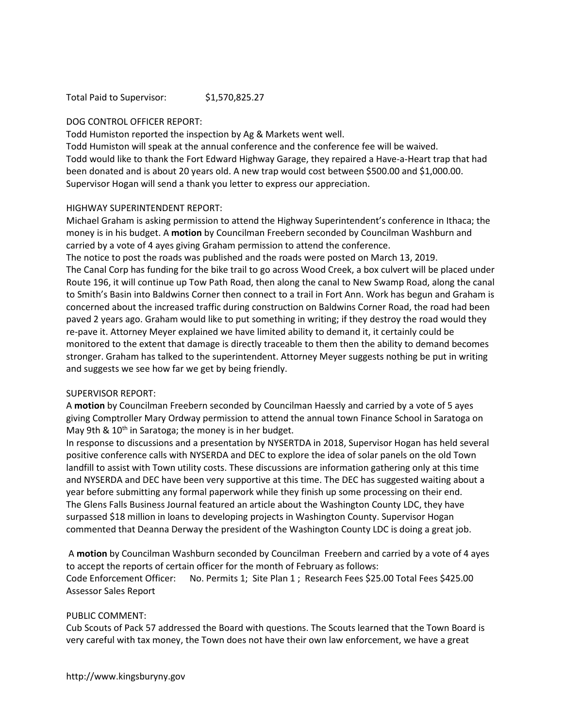Total Paid to Supervisor: $1,570,825.27

DOG CONTROL OFFICER REPORT:

Todd Humiston reported the inspection by Ag & Markets went well.

Todd Humiston will speak at the annual conference and the conference fee will be waived.

Todd would like to thank the Fort Edward Highway Garage, they repaired a Have-a-Heart trap that had been donated and is about 20 years old. A new trap would cost between $500.00 and $1,000.00. Supervisor Hogan will send a thank you letter to express our appreciation.

HIGHWAY SUPERINTENDENT REPORT:

Michael Graham is asking permission to attend the Highway Superintendent's conference in Ithaca; the money is in his budget. A **motion** by Councilman Freebern seconded by Councilman Washburn and carried by a vote of 4 ayes giving Graham permission to attend the conference.

The notice to post the roads was published and the roads were posted on March 13, 2019.

The Canal Corp has funding for the bike trail to go across Wood Creek, a box culvert will be placed under Route 196, it will continue up Tow Path Road, then along the canal to New Swamp Road, along the canal to Smith's Basin into Baldwins Corner then connect to a trail in Fort Ann. Work has begun and Graham is concerned about the increased traffic during construction on Baldwins Corner Road, the road had been paved 2 years ago. Graham would like to put something in writing; if they destroy the road would they re-pave it. Attorney Meyer explained we have limited ability to demand it, it certainly could be monitored to the extent that damage is directly traceable to them then the ability to demand becomes stronger. Graham has talked to the superintendent. Attorney Meyer suggests nothing be put in writing and suggests we see how far we get by being friendly.

SUPERVISOR REPORT:

A **motion** by Councilman Freebern seconded by Councilman Haessly and carried by a vote of 5 ayes giving Comptroller Mary Ordway permission to attend the annual town Finance School in Saratoga on May 9th & 10th in Saratoga; the money is in her budget.

In response to discussions and a presentation by NYSERTDA in 2018, Supervisor Hogan has held several positive conference calls with NYSERDA and DEC to explore the idea of solar panels on the old Town landfill to assist with Town utility costs. These discussions are information gathering only at this time and NYSERDA and DEC have been very supportive at this time. The DEC has suggested waiting about a year before submitting any formal paperwork while they finish up some processing on their end.

The Glens Falls Business Journal featured an article about the Washington County LDC, they have surpassed $18 million in loans to developing projects in Washington County. Supervisor Hogan commented that Deanna Derway the president of the Washington County LDC is doing a great job.

A **motion** by Councilman Washburn seconded by Councilman Freebern and carried by a vote of 4 ayes to accept the reports of certain officer for the month of February as follows:

Code Enforcement Officer: No. Permits 1; Site Plan 1 ; Research Fees $25.00 Total Fees $425.00

Assessor Sales Report

PUBLIC COMMENT:

Cub Scouts of Pack 57 addressed the Board with questions. The Scouts learned that the Town Board is very careful with tax money, the Town does not have their own law enforcement, we have a great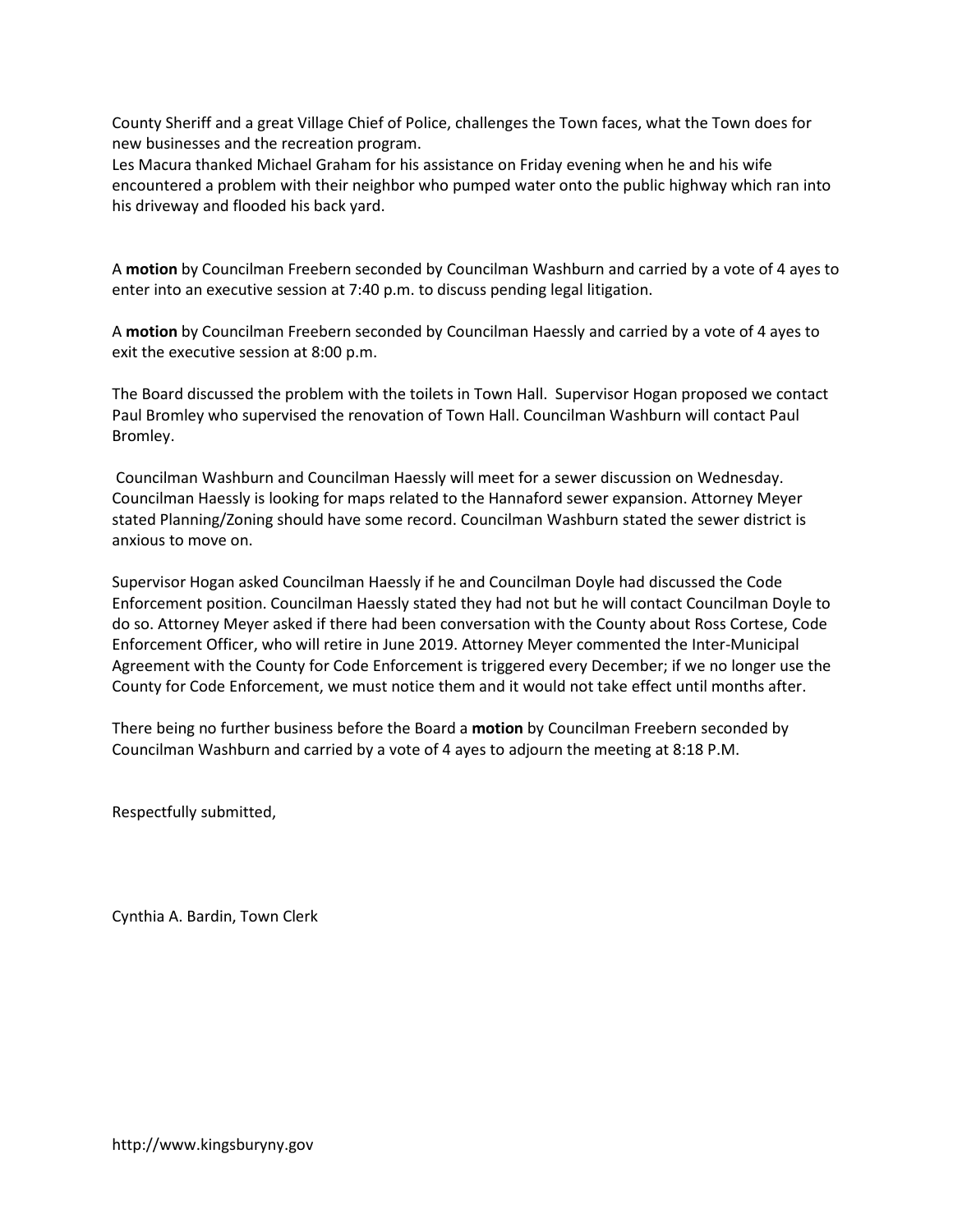County Sheriff and a great Village Chief of Police, challenges the Town faces, what the Town does for new businesses and the recreation program.

Les Macura thanked Michael Graham for his assistance on Friday evening when he and his wife encountered a problem with their neighbor who pumped water onto the public highway which ran into his driveway and flooded his back yard.

A **motion** by Councilman Freebern seconded by Councilman Washburn and carried by a vote of 4 ayes to enter into an executive session at 7:40 p.m. to discuss pending legal litigation.

A **motion** by Councilman Freebern seconded by Councilman Haessly and carried by a vote of 4 ayes to exit the executive session at 8:00 p.m.

The Board discussed the problem with the toilets in Town Hall. Supervisor Hogan proposed we contact Paul Bromley who supervised the renovation of Town Hall. Councilman Washburn will contact Paul Bromley.

Councilman Washburn and Councilman Haessly will meet for a sewer discussion on Wednesday. Councilman Haessly is looking for maps related to the Hannaford sewer expansion. Attorney Meyer stated Planning/Zoning should have some record. Councilman Washburn stated the sewer district is anxious to move on.

Supervisor Hogan asked Councilman Haessly if he and Councilman Doyle had discussed the Code Enforcement position. Councilman Haessly stated they had not but he will contact Councilman Doyle to do so. Attorney Meyer asked if there had been conversation with the County about Ross Cortese, Code Enforcement Officer, who will retire in June 2019. Attorney Meyer commented the Inter-Municipal Agreement with the County for Code Enforcement is triggered every December; if we no longer use the County for Code Enforcement, we must notice them and it would not take effect until months after.

There being no further business before the Board a **motion** by Councilman Freebern seconded by Councilman Washburn and carried by a vote of 4 ayes to adjourn the meeting at 8:18 P.M.

Respectfully submitted,

Cynthia A. Bardin, Town Clerk

http://www.kingsburyny.gov